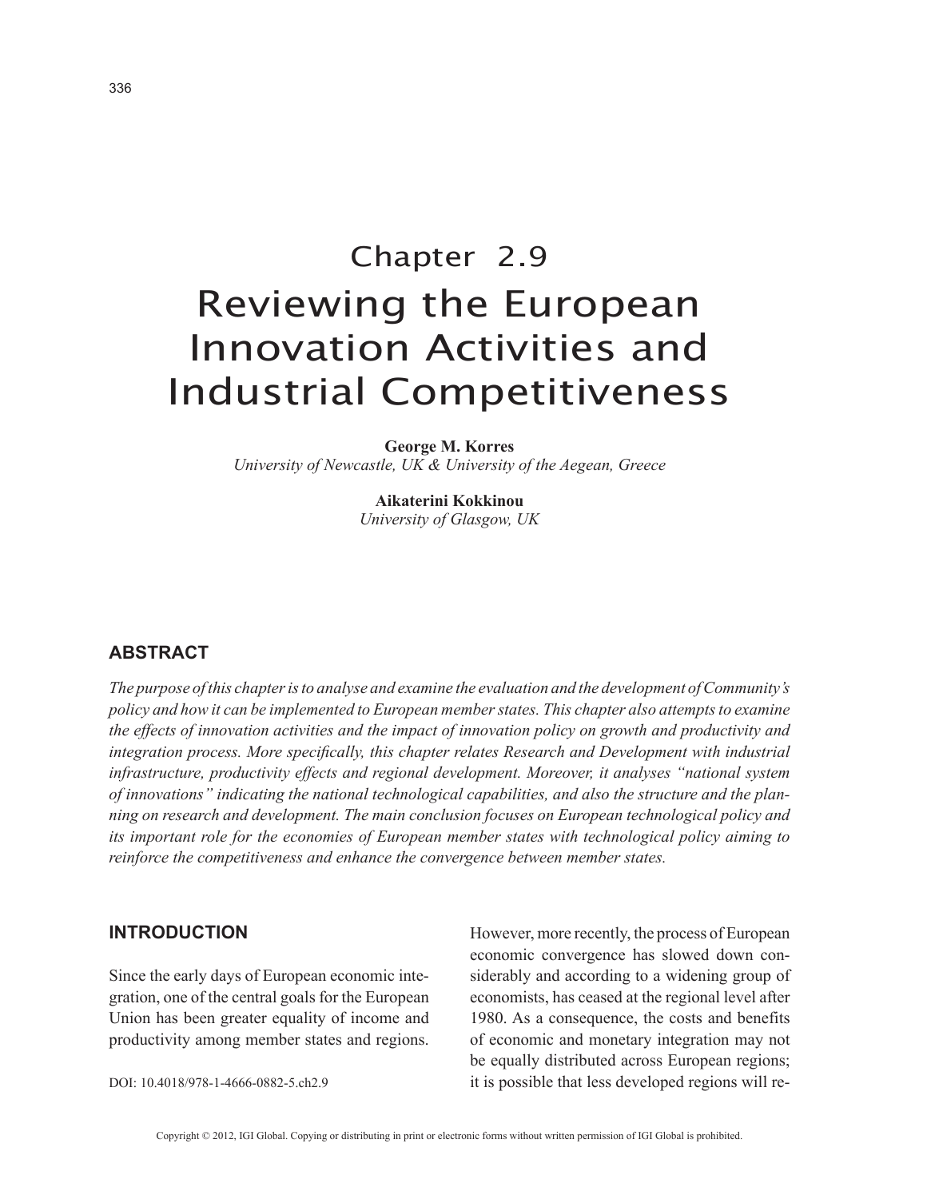Chapter 2.9

# Reviewing the European Innovation Activities and Industrial Competitiveness

**George M. Korres**
*University of Newcastle, UK & University of the Aegean, Greece*

**Aikaterini Kokkinou**
*University of Glasgow, UK*

## ABSTRACT

*The purpose of this chapter is to analyse and examine the evaluation and the development of Community's policy and how it can be implemented to European member states. This chapter also attempts to examine the effects of innovation activities and the impact of innovation policy on growth and productivity and integration process. More specifically, this chapter relates Research and Development with industrial infrastructure, productivity effects and regional development. Moreover, it analyses "national system of innovations" indicating the national technological capabilities, and also the structure and the planning on research and development. The main conclusion focuses on European technological policy and its important role for the economies of European member states with technological policy aiming to reinforce the competitiveness and enhance the convergence between member states.*

## INTRODUCTION

Since the early days of European economic integration, one of the central goals for the European Union has been greater equality of income and productivity among member states and regions. However, more recently, the process of European economic convergence has slowed down considerably and according to a widening group of economists, has ceased at the regional level after 1980. As a consequence, the costs and benefits of economic and monetary integration may not be equally distributed across European regions; it is possible that less developed regions will re-

DOI: 10.4018/978-1-4666-0882-5.ch2.9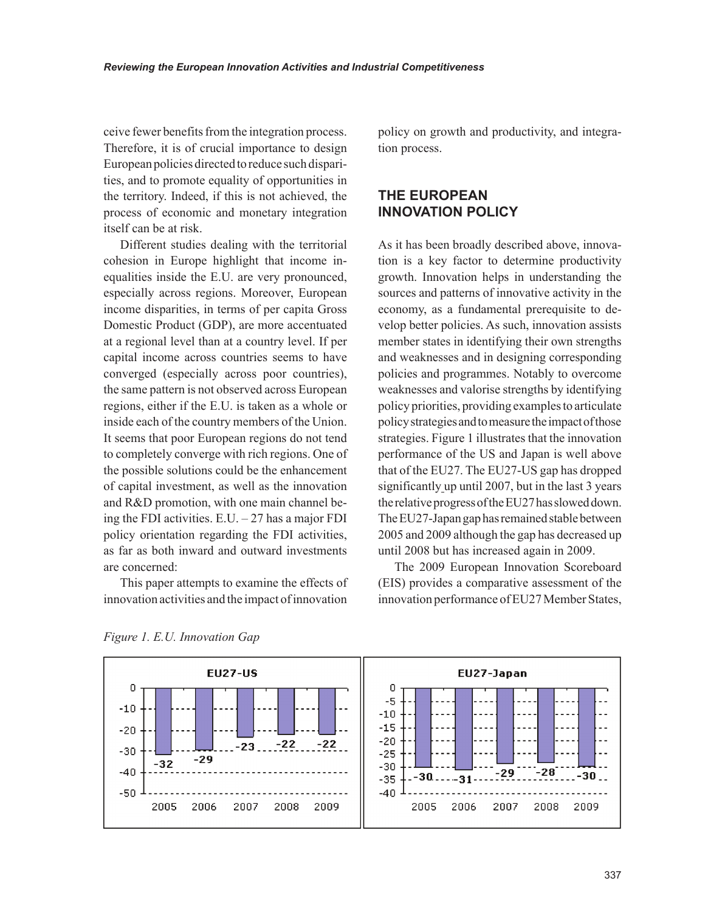ceive fewer benefits from the integration process. Therefore, it is of crucial importance to design European policies directed to reduce such disparities, and to promote equality of opportunities in the territory. Indeed, if this is not achieved, the process of economic and monetary integration itself can be at risk.

Different studies dealing with the territorial cohesion in Europe highlight that income inequalities inside the E.U. are very pronounced, especially across regions. Moreover, European income disparities, in terms of per capita Gross Domestic Product (GDP), are more accentuated at a regional level than at a country level. If per capital income across countries seems to have converged (especially across poor countries), the same pattern is not observed across European regions, either if the E.U. is taken as a whole or inside each of the country members of the Union. It seems that poor European regions do not tend to completely converge with rich regions. One of the possible solutions could be the enhancement of capital investment, as well as the innovation and R&D promotion, with one main channel being the FDI activities. E.U. – 27 has a major FDI policy orientation regarding the FDI activities, as far as both inward and outward investments are concerned:

This paper attempts to examine the effects of innovation activities and the impact of innovation policy on growth and productivity, and integration process.

## THE EUROPEAN INNOVATION POLICY

As it has been broadly described above, innovation is a key factor to determine productivity growth. Innovation helps in understanding the sources and patterns of innovative activity in the economy, as a fundamental prerequisite to develop better policies. As such, innovation assists member states in identifying their own strengths and weaknesses and in designing corresponding policies and programmes. Notably to overcome weaknesses and valorise strengths by identifying policy priorities, providing examples to articulate policy strategies and to measure the impact of those strategies. Figure 1 illustrates that the innovation performance of the US and Japan is well above that of the EU27. The EU27-US gap has dropped significantly up until 2007, but in the last 3 years the relative progress of the EU27 has slowed down. The EU27-Japan gap has remained stable between 2005 and 2009 although the gap has decreased up until 2008 but has increased again in 2009.

The 2009 European Innovation Scoreboard (EIS) provides a comparative assessment of the innovation performance of EU27 Member States,

*Figure 1. E.U. Innovation Gap*

| | 2005 | 2006 | 2007 | 2008 | 2009 |
|---|---|---|---|---|---|
| EU27-US | -32 | -29 | -23 | -22 | -22 |
| EU27-Japan | -30 | -31 | -29 | -28 | -30 |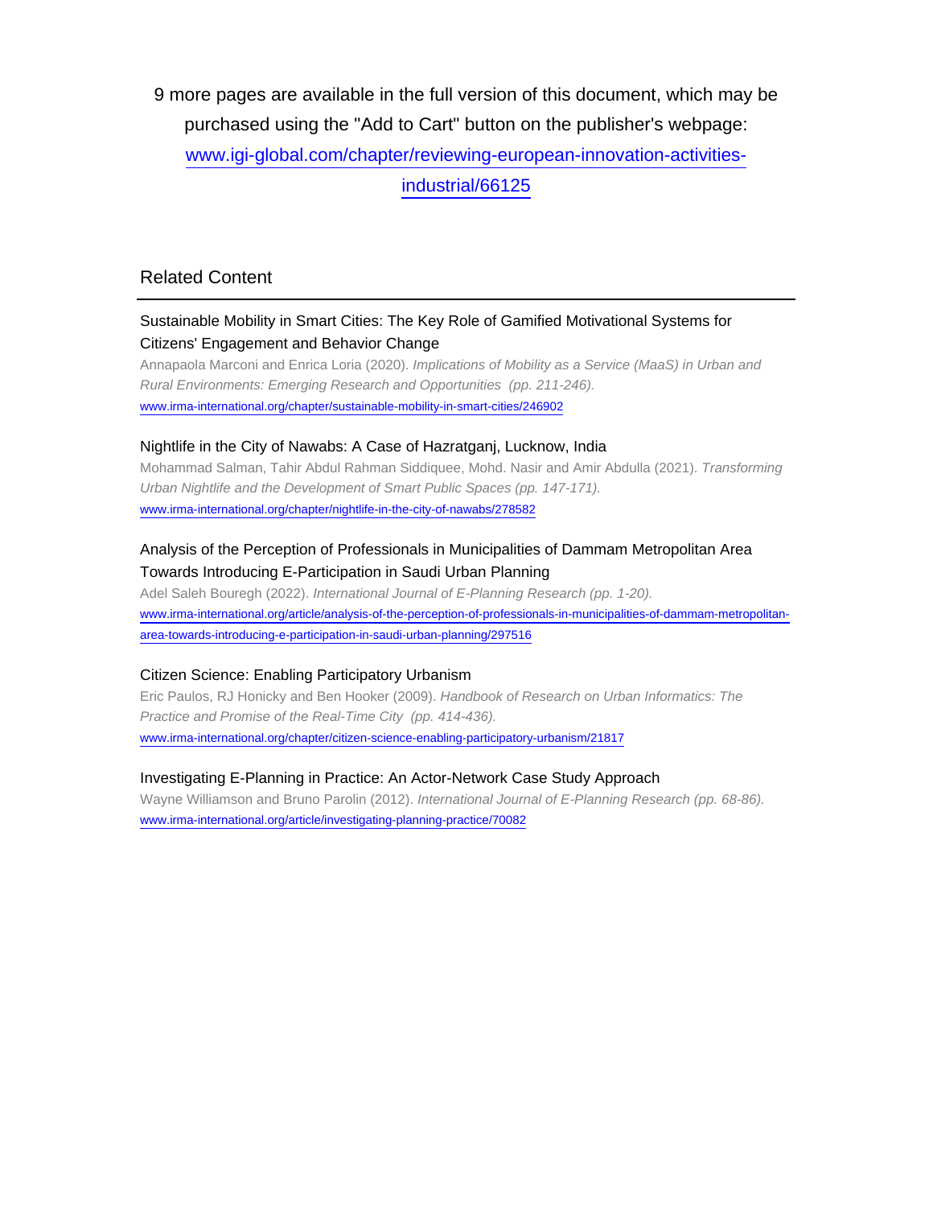9 more pages are available in the full version of this document, which may be purchased using the "Add to Cart" button on the publisher's webpage: [www.igi-global.com/chapter/reviewing-european-innovation-activities-industrial/66125](www.igi-global.com/chapter/reviewing-european-innovation-activities-industrial/66125)

## Related Content

Sustainable Mobility in Smart Cities: The Key Role of Gamified Motivational Systems for Citizens' Engagement and Behavior Change
Annapaola Marconi and Enrica Loria (2020). *Implications of Mobility as a Service (MaaS) in Urban and Rural Environments: Emerging Research and Opportunities (pp. 211-246).*
[www.irma-international.org/chapter/sustainable-mobility-in-smart-cities/246902](www.irma-international.org/chapter/sustainable-mobility-in-smart-cities/246902)

Nightlife in the City of Nawabs: A Case of Hazratganj, Lucknow, India
Mohammad Salman, Tahir Abdul Rahman Siddiquee, Mohd. Nasir and Amir Abdulla (2021). *Transforming Urban Nightlife and the Development of Smart Public Spaces (pp. 147-171).*
[www.irma-international.org/chapter/nightlife-in-the-city-of-nawabs/278582](www.irma-international.org/chapter/nightlife-in-the-city-of-nawabs/278582)

Analysis of the Perception of Professionals in Municipalities of Dammam Metropolitan Area Towards Introducing E-Participation in Saudi Urban Planning
Adel Saleh Bouregh (2022). *International Journal of E-Planning Research (pp. 1-20).*
[www.irma-international.org/article/analysis-of-the-perception-of-professionals-in-municipalities-of-dammam-metropolitan-area-towards-introducing-e-participation-in-saudi-urban-planning/297516](www.irma-international.org/article/analysis-of-the-perception-of-professionals-in-municipalities-of-dammam-metropolitan-area-towards-introducing-e-participation-in-saudi-urban-planning/297516)

Citizen Science: Enabling Participatory Urbanism
Eric Paulos, RJ Honicky and Ben Hooker (2009). *Handbook of Research on Urban Informatics: The Practice and Promise of the Real-Time City (pp. 414-436).*
[www.irma-international.org/chapter/citizen-science-enabling-participatory-urbanism/21817](www.irma-international.org/chapter/citizen-science-enabling-participatory-urbanism/21817)

Investigating E-Planning in Practice: An Actor-Network Case Study Approach
Wayne Williamson and Bruno Parolin (2012). *International Journal of E-Planning Research (pp. 68-86).*
[www.irma-international.org/article/investigating-planning-practice/70082](www.irma-international.org/article/investigating-planning-practice/70082)